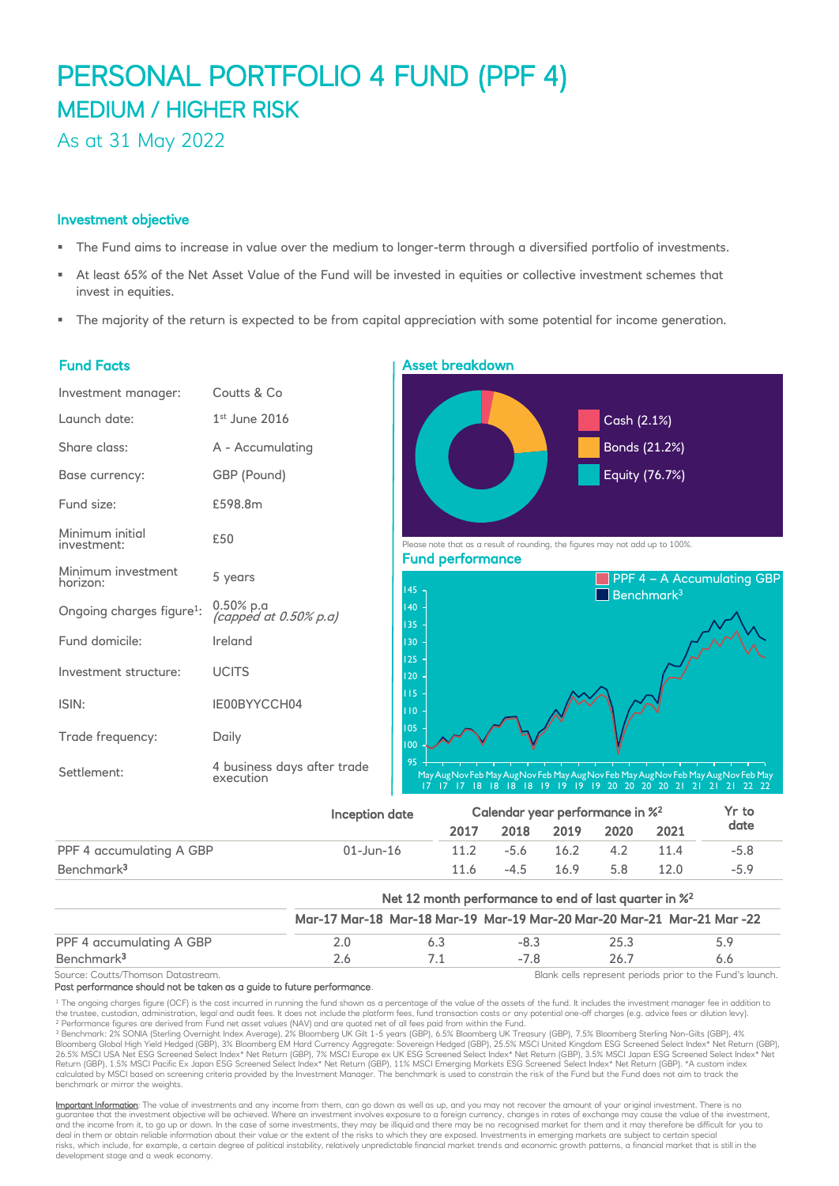# PERSONAL PORTFOLIO 4 FUND (PPF 4)

## MEDIUM / HIGHER RISK

As at 31 May 2022

### Investment objective

- The Fund aims to increase in value over the medium to longer-term through a diversified portfolio of investments.
- At least 65% of the Net Asset Value of the Fund will be invested in equities or collective investment schemes that invest in equities.
- The majority of the return is expected to be from capital appreciation with some potential for income generation.

### Fund Facts

| | |
|---|---|
| Investment manager: | Coutts & Co |
| Launch date: | 1st June 2016 |
| Share class: | A - Accumulating |
| Base currency: | GBP (Pound) |
| Fund size: | £598.8m |
| Minimum initial investment: | £50 |
| Minimum investment horizon: | 5 years |
| Ongoing charges figure[1]: | 0.50% p.a *(capped at 0.50% p.a)* |
| Fund domicile: | Ireland |
| Investment structure: | UCITS |
| ISIN: | IE00BYYCCH04 |
| Trade frequency: | Daily |
| Settlement: | 4 business days after trade execution |

### Asset breakdown

- Cash (2.1%)
- Bonds (21.2%)
- Equity (76.7%)

Please note that as a result of rounding, the figures may not add up to 100%.

### Fund performance

PPF 4 – A Accumulating GBP; Benchmark[3]

| | Inception date | 2017 | 2018 | 2019 | 2020 | 2021 | Yr to date |
|---|---|---|---|---|---|---|---|
| | | Calendar year performance in %[2] | | | | | |
| PPF 4 accumulating A GBP | 01-Jun-16 | 11.2 | -5.6 | 16.2 | 4.2 | 11.4 | -5.8 |
| Benchmark[3] | | 11.6 | -4.5 | 16.9 | 5.8 | 12.0 | -5.9 |

| | Mar-17 Mar-18 | Mar-18 Mar-19 | Mar-19 Mar-20 | Mar-20 Mar-21 | Mar-21 Mar -22 |
|---|---|---|---|---|---|
| | Net 12 month performance to end of last quarter in %[2] | | | | |
| PPF 4 accumulating A GBP | 2.0 | 6.3 | -8.3 | 25.3 | 5.9 |
| Benchmark[3] | 2.6 | 7.1 | -7.8 | 26.7 | 6.6 |

Source: Coutts/Thomson Datastream. Blank cells represent periods prior to the Fund's launch.

**Past performance should not be taken as a guide to future performance.**

[1] The ongoing charges figure (OCF) is the cost incurred in running the fund shown as a percentage of the value of the assets of the fund. It includes the investment manager fee in addition to the trustee, custodian, administration, legal and audit fees. It does not include the platform fees, fund transaction costs or any potential one-off charges (e.g. advice fees or dilution levy).

[2] Performance figures are derived from Fund net asset values (NAV) and are quoted net of all fees paid from within the Fund.

[3] Benchmark: 2% SONIA (Sterling Overnight Index Average), 2% Bloomberg UK Gilt 1-5 years (GBP), 6.5% Bloomberg UK Treasury (GBP), 7.5% Bloomberg Sterling Non-Gilts (GBP), 4% Bloomberg Global High Yield Hedged (GBP), 3% Bloomberg EM Hard Currency Aggregate: Sovereign Hedged (GBP), 25.5% MSCI United Kingdom ESG Screened Select Index* Net Return (GBP), 26.5% MSCI USA Net ESG Screened Select Index* Net Return (GBP), 7% MSCI Europe ex UK ESG Screened Select Index* Net Return (GBP), 3.5% MSCI Japan ESG Screened Select Index* Net Return (GBP), 1.5% MSCI Pacific Ex Japan ESG Screened Select Index* Net Return (GBP), 11% MSCI Emerging Markets ESG Screened Select Index* Net Return (GBP). *A custom index calculated by MSCI based on screening criteria provided by the Investment Manager. The benchmark is used to constrain the risk of the Fund but the Fund does not aim to track the benchmark or mirror the weights.

**Important Information**: The value of investments and any income from them, can go down as well as up, and you may not recover the amount of your original investment. There is no guarantee that the investment objective will be achieved. Where an investment involves exposure to a foreign currency, changes in rates of exchange may cause the value of the investment, and the income from it, to go up or down. In the case of some investments, they may be illiquid and there may be no recognised market for them and it may therefore be difficult for you to deal in them or obtain reliable information about their value or the extent of the risks to which they are exposed. Investments in emerging markets are subject to certain special risks, which include, for example, a certain degree of political instability, relatively unpredictable financial market trends and economic growth patterns, a financial market that is still in the development stage and a weak economy.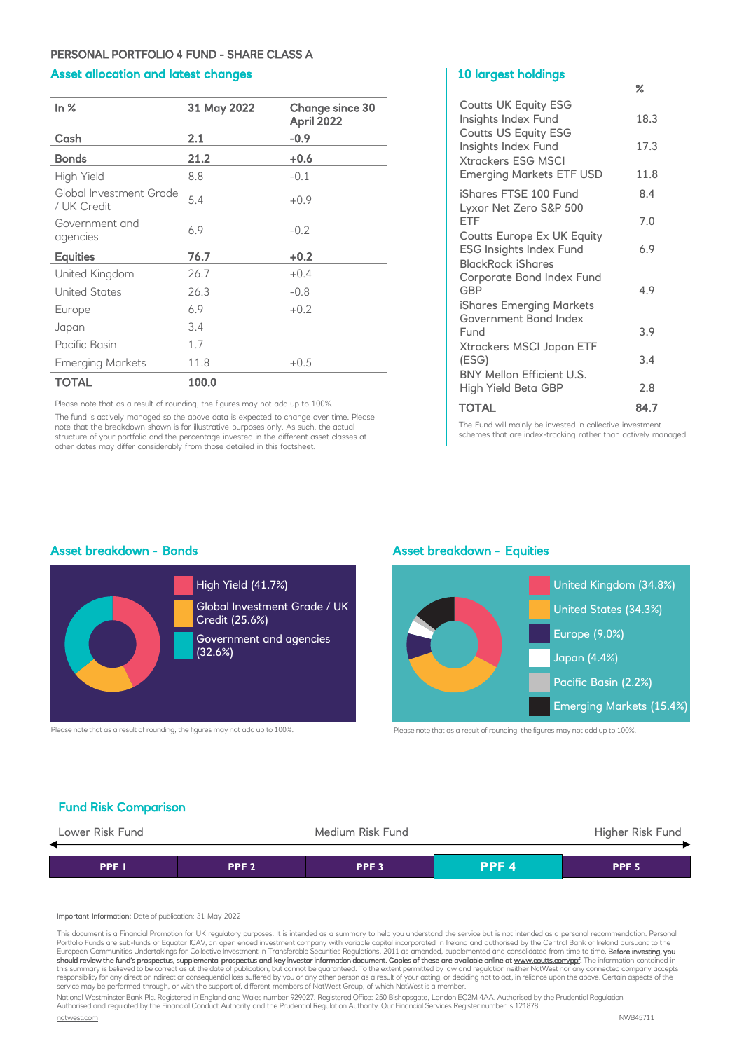PERSONAL PORTFOLIO 4 FUND - SHARE CLASS A

## Asset allocation and latest changes

| In % | 31 May 2022 | Change since 30 April 2022 |
|---|---|---|
| **Cash** | **2.1** | **-0.9** |
| **Bonds** | **21.2** | **+0.6** |
| High Yield | 8.8 | -0.1 |
| Global Investment Grade / UK Credit | 5.4 | +0.9 |
| Government and agencies | 6.9 | -0.2 |
| **Equities** | **76.7** | **+0.2** |
| United Kingdom | 26.7 | +0.4 |
| United States | 26.3 | -0.8 |
| Europe | 6.9 | +0.2 |
| Japan | 3.4 | |
| Pacific Basin | 1.7 | |
| Emerging Markets | 11.8 | +0.5 |
| **TOTAL** | **100.0** | |

Please note that as a result of rounding, the figures may not add up to 100%.

The fund is actively managed so the above data is expected to change over time. Please note that the breakdown shown is for illustrative purposes only. As such, the actual structure of your portfolio and the percentage invested in the different asset classes at other dates may differ considerably from those detailed in this factsheet.

## 10 largest holdings

| | % |
|---|---|
| Coutts UK Equity ESG Insights Index Fund | 18.3 |
| Coutts US Equity ESG Insights Index Fund | 17.3 |
| Xtrackers ESG MSCI Emerging Markets ETF USD | 11.8 |
| iShares FTSE 100 Fund | 8.4 |
| Lyxor Net Zero S&P 500 ETF | 7.0 |
| Coutts Europe Ex UK Equity ESG Insights Index Fund | 6.9 |
| BlackRock iShares Corporate Bond Index Fund GBP | 4.9 |
| iShares Emerging Markets Government Bond Index Fund | 3.9 |
| Xtrackers MSCI Japan ETF (ESG) | 3.4 |
| BNY Mellon Efficient U.S. High Yield Beta GBP | 2.8 |
| **TOTAL** | **84.7** |

The Fund will mainly be invested in collective investment schemes that are index-tracking rather than actively managed.

## Asset breakdown - Bonds

High Yield (41.7%)
Global Investment Grade / UK Credit (25.6%)
Government and agencies (32.6%)

Please note that as a result of rounding, the figures may not add up to 100%.

## Asset breakdown - Equities

United Kingdom (34.8%)
United States (34.3%)
Europe (9.0%)
Japan (4.4%)
Pacific Basin (2.2%)
Emerging Markets (15.4%)

Please note that as a result of rounding, the figures may not add up to 100%.

## Fund Risk Comparison

Lower Risk Fund — Medium Risk Fund — Higher Risk Fund

PPF 1 | PPF 2 | PPF 3 | **PPF 4** | PPF 5

Important Information: Date of publication: 31 May 2022

This document is a Financial Promotion for UK regulatory purposes. It is intended as a summary to help you understand the service but is not intended as a personal recommendation. Personal Portfolio Funds are sub-funds of Equator ICAV, an open ended investment company with variable capital incorporated in Ireland and authorised by the Central Bank of Ireland pursuant to the European Communities Undertakings for Collective Investment in Transferable Securities Regulations, 2011 as amended, supplemented and consolidated from time to time. **Before investing, you should review the fund's prospectus, supplemental prospectus and key investor information document. Copies of these are available online at www.coutts.com/ppf.** The information contained in this summary is believed to be correct as at the date of publication, but cannot be guaranteed. To the extent permitted by law and regulation neither NatWest nor any connected company accepts responsibility for any direct or indirect or consequential loss suffered by you or any other person as a result of your acting, or deciding not to act, in reliance upon the above. Certain aspects of the service may be performed through, or with the support of, different members of NatWest Group, of which NatWest is a member.

National Westminster Bank Plc. Registered in England and Wales number 929027. Registered Office: 250 Bishopsgate, London EC2M 4AA. Authorised by the Prudential Regulation Authorised and regulated by the Financial Conduct Authority and the Prudential Regulation Authority. Our Financial Services Register number is 121878.

natwest.com

NWB45711